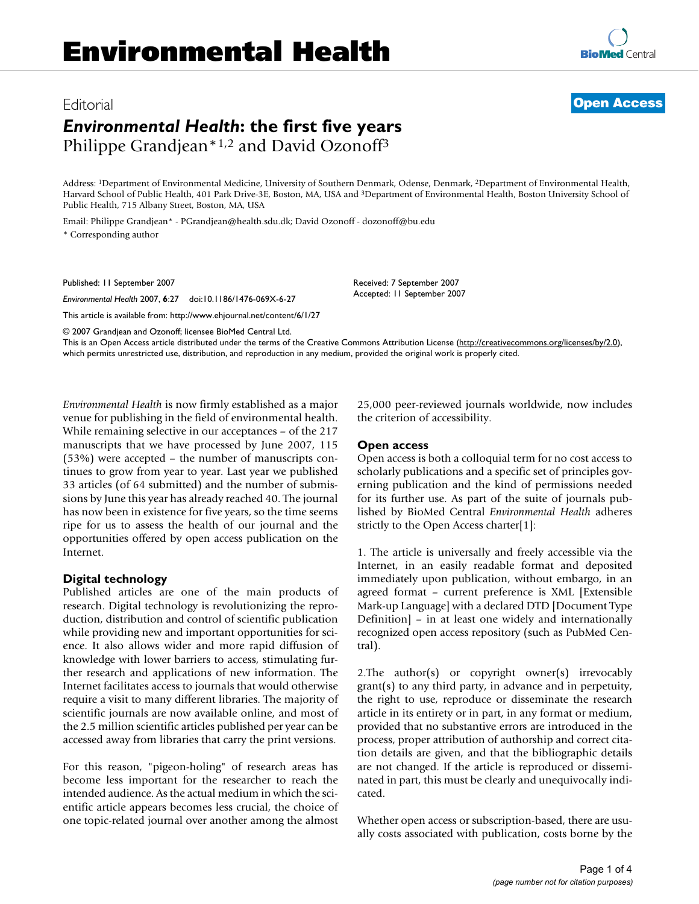Editorial

# *Environmental Health*: the first five years

Philippe Grandjean*[1,2] and David Ozonoff[3]

Address: [1]Department of Environmental Medicine, University of Southern Denmark, Odense, Denmark, [2]Department of Environmental Health, Harvard School of Public Health, 401 Park Drive-3E, Boston, MA, USA and [3]Department of Environmental Health, Boston University School of Public Health, 715 Albany Street, Boston, MA, USA

Email: Philippe Grandjean* - PGrandjean@health.sdu.dk; David Ozonoff - dozonoff@bu.edu

* Corresponding author

Published: 11 September 2007

*Environmental Health* 2007, **6**:27 doi:10.1186/1476-069X-6-27

Received: 7 September 2007

Accepted: 11 September 2007

This article is available from: http://www.ehjournal.net/content/6/1/27

© 2007 Grandjean and Ozonoff; licensee BioMed Central Ltd.

This is an Open Access article distributed under the terms of the Creative Commons Attribution License (http://creativecommons.org/licenses/by/2.0), which permits unrestricted use, distribution, and reproduction in any medium, provided the original work is properly cited.

*Environmental Health* is now firmly established as a major venue for publishing in the field of environmental health. While remaining selective in our acceptances – of the 217 manuscripts that we have processed by June 2007, 115 (53%) were accepted – the number of manuscripts continues to grow from year to year. Last year we published 33 articles (of 64 submitted) and the number of submissions by June this year has already reached 40. The journal has now been in existence for five years, so the time seems ripe for us to assess the health of our journal and the opportunities offered by open access publication on the Internet.

## Digital technology

Published articles are one of the main products of research. Digital technology is revolutionizing the reproduction, distribution and control of scientific publication while providing new and important opportunities for science. It also allows wider and more rapid diffusion of knowledge with lower barriers to access, stimulating further research and applications of new information. The Internet facilitates access to journals that would otherwise require a visit to many different libraries. The majority of scientific journals are now available online, and most of the 2.5 million scientific articles published per year can be accessed away from libraries that carry the print versions.

For this reason, "pigeon-holing" of research areas has become less important for the researcher to reach the intended audience. As the actual medium in which the scientific article appears becomes less crucial, the choice of one topic-related journal over another among the almost 25,000 peer-reviewed journals worldwide, now includes the criterion of accessibility.

## Open access

Open access is both a colloquial term for no cost access to scholarly publications and a specific set of principles governing publication and the kind of permissions needed for its further use. As part of the suite of journals published by BioMed Central *Environmental Health* adheres strictly to the Open Access charter[1]:

1. The article is universally and freely accessible via the Internet, in an easily readable format and deposited immediately upon publication, without embargo, in an agreed format – current preference is XML [Extensible Mark-up Language] with a declared DTD [Document Type Definition] – in at least one widely and internationally recognized open access repository (such as PubMed Central).

2.The author(s) or copyright owner(s) irrevocably grant(s) to any third party, in advance and in perpetuity, the right to use, reproduce or disseminate the research article in its entirety or in part, in any format or medium, provided that no substantive errors are introduced in the process, proper attribution of authorship and correct citation details are given, and that the bibliographic details are not changed. If the article is reproduced or disseminated in part, this must be clearly and unequivocally indicated.

Whether open access or subscription-based, there are usually costs associated with publication, costs borne by the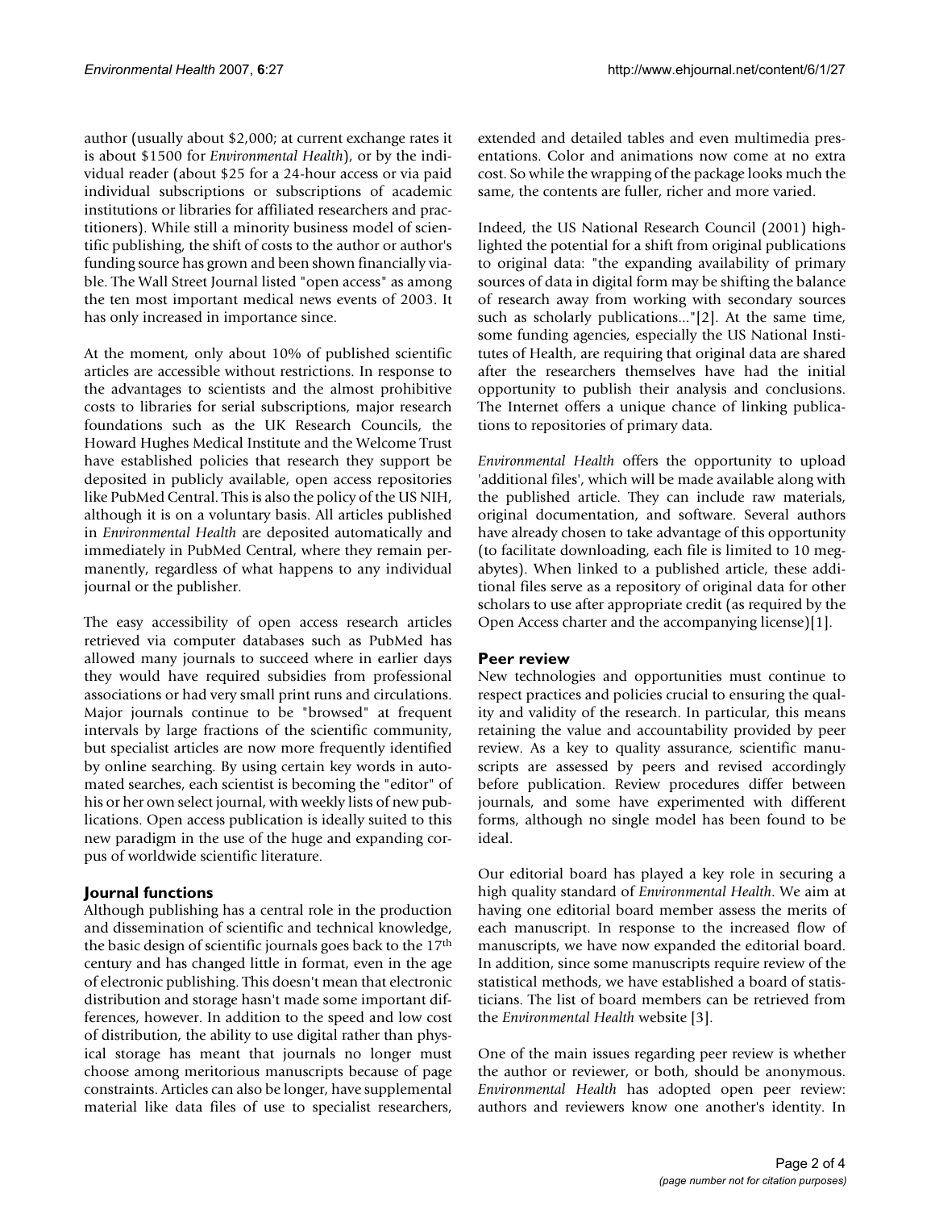author (usually about $2,000; at current exchange rates it is about $1500 for *Environmental Health*), or by the individual reader (about $25 for a 24-hour access or via paid individual subscriptions or subscriptions of academic institutions or libraries for affiliated researchers and practitioners). While still a minority business model of scientific publishing, the shift of costs to the author or author's funding source has grown and been shown financially viable. The Wall Street Journal listed "open access" as among the ten most important medical news events of 2003. It has only increased in importance since.

At the moment, only about 10% of published scientific articles are accessible without restrictions. In response to the advantages to scientists and the almost prohibitive costs to libraries for serial subscriptions, major research foundations such as the UK Research Councils, the Howard Hughes Medical Institute and the Welcome Trust have established policies that research they support be deposited in publicly available, open access repositories like PubMed Central. This is also the policy of the US NIH, although it is on a voluntary basis. All articles published in *Environmental Health* are deposited automatically and immediately in PubMed Central, where they remain permanently, regardless of what happens to any individual journal or the publisher.

The easy accessibility of open access research articles retrieved via computer databases such as PubMed has allowed many journals to succeed where in earlier days they would have required subsidies from professional associations or had very small print runs and circulations. Major journals continue to be "browsed" at frequent intervals by large fractions of the scientific community, but specialist articles are now more frequently identified by online searching. By using certain key words in automated searches, each scientist is becoming the "editor" of his or her own select journal, with weekly lists of new publications. Open access publication is ideally suited to this new paradigm in the use of the huge and expanding corpus of worldwide scientific literature.

## Journal functions

Although publishing has a central role in the production and dissemination of scientific and technical knowledge, the basic design of scientific journals goes back to the 17th century and has changed little in format, even in the age of electronic publishing. This doesn't mean that electronic distribution and storage hasn't made some important differences, however. In addition to the speed and low cost of distribution, the ability to use digital rather than physical storage has meant that journals no longer must choose among meritorious manuscripts because of page constraints. Articles can also be longer, have supplemental material like data files of use to specialist researchers, extended and detailed tables and even multimedia presentations. Color and animations now come at no extra cost. So while the wrapping of the package looks much the same, the contents are fuller, richer and more varied.

Indeed, the US National Research Council (2001) highlighted the potential for a shift from original publications to original data: "the expanding availability of primary sources of data in digital form may be shifting the balance of research away from working with secondary sources such as scholarly publications..."[2]. At the same time, some funding agencies, especially the US National Institutes of Health, are requiring that original data are shared after the researchers themselves have had the initial opportunity to publish their analysis and conclusions. The Internet offers a unique chance of linking publications to repositories of primary data.

*Environmental Health* offers the opportunity to upload 'additional files', which will be made available along with the published article. They can include raw materials, original documentation, and software. Several authors have already chosen to take advantage of this opportunity (to facilitate downloading, each file is limited to 10 megabytes). When linked to a published article, these additional files serve as a repository of original data for other scholars to use after appropriate credit (as required by the Open Access charter and the accompanying license)[1].

## Peer review

New technologies and opportunities must continue to respect practices and policies crucial to ensuring the quality and validity of the research. In particular, this means retaining the value and accountability provided by peer review. As a key to quality assurance, scientific manuscripts are assessed by peers and revised accordingly before publication. Review procedures differ between journals, and some have experimented with different forms, although no single model has been found to be ideal.

Our editorial board has played a key role in securing a high quality standard of *Environmental Health*. We aim at having one editorial board member assess the merits of each manuscript. In response to the increased flow of manuscripts, we have now expanded the editorial board. In addition, since some manuscripts require review of the statistical methods, we have established a board of statisticians. The list of board members can be retrieved from the *Environmental Health* website [3].

One of the main issues regarding peer review is whether the author or reviewer, or both, should be anonymous. *Environmental Health* has adopted open peer review: authors and reviewers know one another's identity. In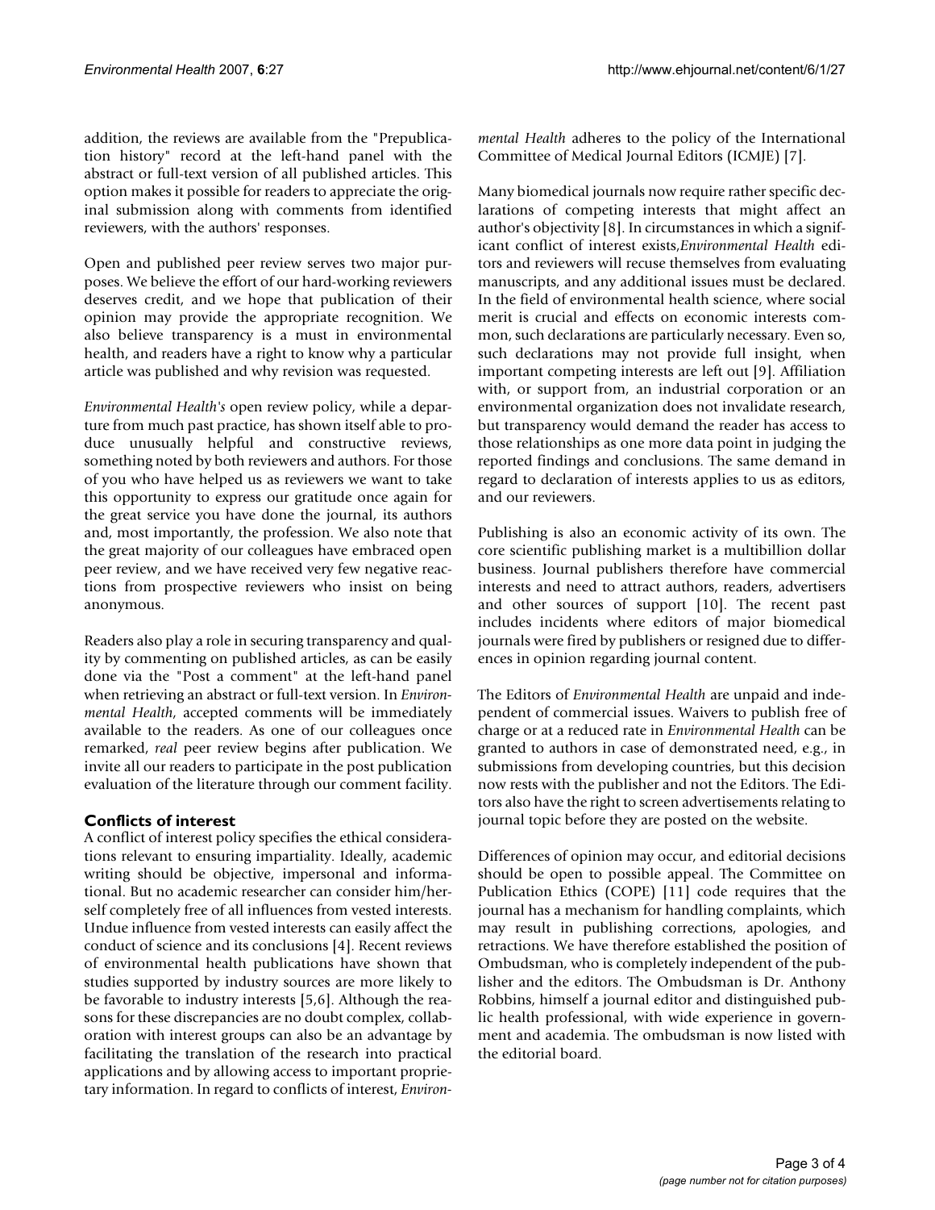addition, the reviews are available from the "Prepublication history" record at the left-hand panel with the abstract or full-text version of all published articles. This option makes it possible for readers to appreciate the original submission along with comments from identified reviewers, with the authors' responses.

Open and published peer review serves two major purposes. We believe the effort of our hard-working reviewers deserves credit, and we hope that publication of their opinion may provide the appropriate recognition. We also believe transparency is a must in environmental health, and readers have a right to know why a particular article was published and why revision was requested.

*Environmental Health's* open review policy, while a departure from much past practice, has shown itself able to produce unusually helpful and constructive reviews, something noted by both reviewers and authors. For those of you who have helped us as reviewers we want to take this opportunity to express our gratitude once again for the great service you have done the journal, its authors and, most importantly, the profession. We also note that the great majority of our colleagues have embraced open peer review, and we have received very few negative reactions from prospective reviewers who insist on being anonymous.

Readers also play a role in securing transparency and quality by commenting on published articles, as can be easily done via the "Post a comment" at the left-hand panel when retrieving an abstract or full-text version. In *Environmental Health*, accepted comments will be immediately available to the readers. As one of our colleagues once remarked, *real* peer review begins after publication. We invite all our readers to participate in the post publication evaluation of the literature through our comment facility.

## Conflicts of interest

A conflict of interest policy specifies the ethical considerations relevant to ensuring impartiality. Ideally, academic writing should be objective, impersonal and informational. But no academic researcher can consider him/herself completely free of all influences from vested interests. Undue influence from vested interests can easily affect the conduct of science and its conclusions [4]. Recent reviews of environmental health publications have shown that studies supported by industry sources are more likely to be favorable to industry interests [5,6]. Although the reasons for these discrepancies are no doubt complex, collaboration with interest groups can also be an advantage by facilitating the translation of the research into practical applications and by allowing access to important proprietary information. In regard to conflicts of interest, *Environmental Health* adheres to the policy of the International Committee of Medical Journal Editors (ICMJE) [7].

Many biomedical journals now require rather specific declarations of competing interests that might affect an author's objectivity [8]. In circumstances in which a significant conflict of interest exists, *Environmental Health* editors and reviewers will recuse themselves from evaluating manuscripts, and any additional issues must be declared. In the field of environmental health science, where social merit is crucial and effects on economic interests common, such declarations are particularly necessary. Even so, such declarations may not provide full insight, when important competing interests are left out [9]. Affiliation with, or support from, an industrial corporation or an environmental organization does not invalidate research, but transparency would demand the reader has access to those relationships as one more data point in judging the reported findings and conclusions. The same demand in regard to declaration of interests applies to us as editors, and our reviewers.

Publishing is also an economic activity of its own. The core scientific publishing market is a multibillion dollar business. Journal publishers therefore have commercial interests and need to attract authors, readers, advertisers and other sources of support [10]. The recent past includes incidents where editors of major biomedical journals were fired by publishers or resigned due to differences in opinion regarding journal content.

The Editors of *Environmental Health* are unpaid and independent of commercial issues. Waivers to publish free of charge or at a reduced rate in *Environmental Health* can be granted to authors in case of demonstrated need, e.g., in submissions from developing countries, but this decision now rests with the publisher and not the Editors. The Editors also have the right to screen advertisements relating to journal topic before they are posted on the website.

Differences of opinion may occur, and editorial decisions should be open to possible appeal. The Committee on Publication Ethics (COPE) [11] code requires that the journal has a mechanism for handling complaints, which may result in publishing corrections, apologies, and retractions. We have therefore established the position of Ombudsman, who is completely independent of the publisher and the editors. The Ombudsman is Dr. Anthony Robbins, himself a journal editor and distinguished public health professional, with wide experience in government and academia. The ombudsman is now listed with the editorial board.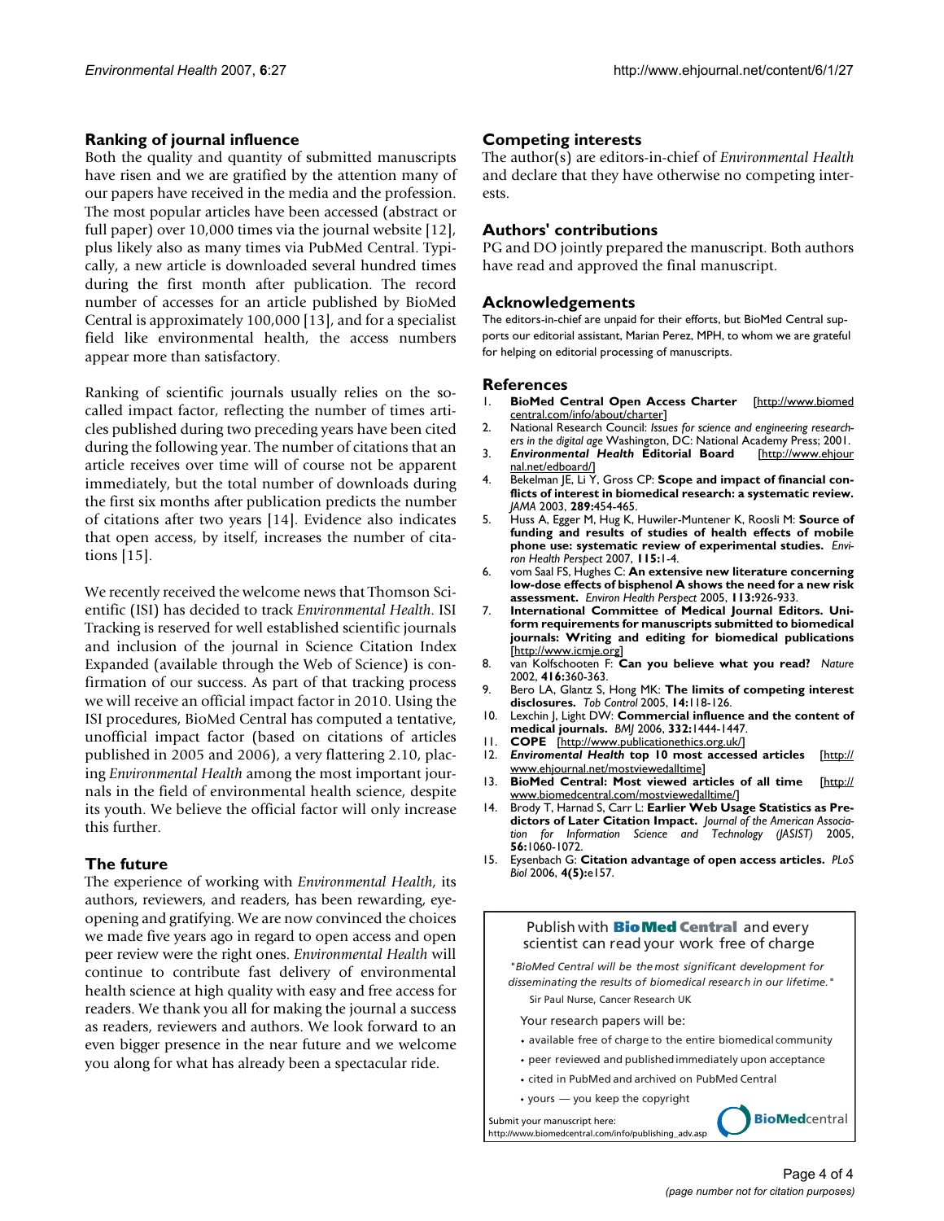## Ranking of journal influence

Both the quality and quantity of submitted manuscripts have risen and we are gratified by the attention many of our papers have received in the media and the profession. The most popular articles have been accessed (abstract or full paper) over 10,000 times via the journal website [12], plus likely also as many times via PubMed Central. Typically, a new article is downloaded several hundred times during the first month after publication. The record number of accesses for an article published by BioMed Central is approximately 100,000 [13], and for a specialist field like environmental health, the access numbers appear more than satisfactory.

Ranking of scientific journals usually relies on the so-called impact factor, reflecting the number of times articles published during two preceding years have been cited during the following year. The number of citations that an article receives over time will of course not be apparent immediately, but the total number of downloads during the first six months after publication predicts the number of citations after two years [14]. Evidence also indicates that open access, by itself, increases the number of citations [15].

We recently received the welcome news that Thomson Scientific (ISI) has decided to track *Environmental Health*. ISI Tracking is reserved for well established scientific journals and inclusion of the journal in Science Citation Index Expanded (available through the Web of Science) is confirmation of our success. As part of that tracking process we will receive an official impact factor in 2010. Using the ISI procedures, BioMed Central has computed a tentative, unofficial impact factor (based on citations of articles published in 2005 and 2006), a very flattering 2.10, placing *Environmental Health* among the most important journals in the field of environmental health science, despite its youth. We believe the official factor will only increase this further.

## The future

The experience of working with *Environmental Health*, its authors, reviewers, and readers, has been rewarding, eye-opening and gratifying. We are now convinced the choices we made five years ago in regard to open access and open peer review were the right ones. *Environmental Health* will continue to contribute fast delivery of environmental health science at high quality with easy and free access for readers. We thank you all for making the journal a success as readers, reviewers and authors. We look forward to an even bigger presence in the near future and we welcome you along for what has already been a spectacular ride.

## Competing interests

The author(s) are editors-in-chief of *Environmental Health* and declare that they have otherwise no competing interests.

## Authors' contributions

PG and DO jointly prepared the manuscript. Both authors have read and approved the final manuscript.

## Acknowledgements

The editors-in-chief are unpaid for their efforts, but BioMed Central supports our editorial assistant, Marian Perez, MPH, to whom we are grateful for helping on editorial processing of manuscripts.

## References

1. **BioMed Central Open Access Charter** [http://www.biomedcentral.com/info/about/charter]
2. National Research Council: *Issues for science and engineering researchers in the digital age* Washington, DC: National Academy Press; 2001.
3. ***Environmental Health* Editorial Board** [http://www.ehjournal.net/edboard/]
4. Bekelman JE, Li Y, Gross CP: **Scope and impact of financial conflicts of interest in biomedical research: a systematic review.** *JAMA* 2003, **289:**454-465.
5. Huss A, Egger M, Hug K, Huwiler-Muntener K, Roosli M: **Source of funding and results of studies of health effects of mobile phone use: systematic review of experimental studies.** *Environ Health Perspect* 2007, **115:**1-4.
6. vom Saal FS, Hughes C: **An extensive new literature concerning low-dose effects of bisphenol A shows the need for a new risk assessment.** *Environ Health Perspect* 2005, **113:**926-933.
7. **International Committee of Medical Journal Editors. Uniform requirements for manuscripts submitted to biomedical journals: Writing and editing for biomedical publications** [http://www.icmje.org]
8. van Kolfschooten F: **Can you believe what you read?** *Nature* 2002, **416:**360-363.
9. Bero LA, Glantz S, Hong MK: **The limits of competing interest disclosures.** *Tob Control* 2005, **14:**118-126.
10. Lexchin J, Light DW: **Commercial influence and the content of medical journals.** *BMJ* 2006, **332:**1444-1447.
11. **COPE** [http://www.publicationethics.org.uk/]
12. ***Enviromental Health* top 10 most accessed articles** [http://www.ehjournal.net/mostviewedalltime]
13. **BioMed Central: Most viewed articles of all time** [http://www.biomedcentral.com/mostviewedalltime/]
14. Brody T, Harnad S, Carr L: **Earlier Web Usage Statistics as Predictors of Later Citation Impact.** *Journal of the American Association for Information Science and Technology (JASIST)* 2005, **56:**1060-1072.
15. Eysenbach G: **Citation advantage of open access articles.** *PLoS Biol* 2006, **4(5):**e157.

Publish with **BioMed Central** and every scientist can read your work free of charge

*"BioMed Central will be the most significant development for disseminating the results of biomedical research in our lifetime."*

Sir Paul Nurse, Cancer Research UK

Your research papers will be:

- available free of charge to the entire biomedical community
- peer reviewed and published immediately upon acceptance
- cited in PubMed and archived on PubMed Central
- yours — you keep the copyright

Submit your manuscript here:
http://www.biomedcentral.com/info/publishing_adv.asp

**BioMed**central